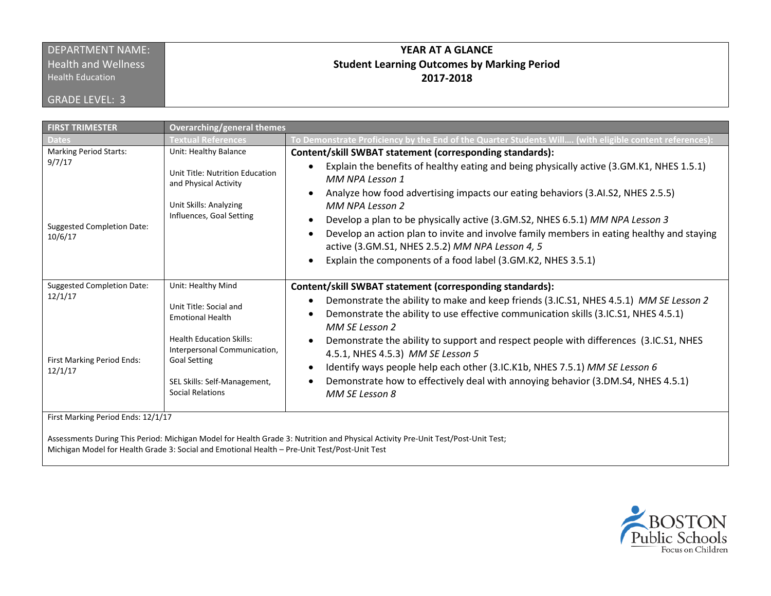| DEPARTMENT NAME: Health and Wellness Health Education GRADE LEVEL: 3 | **YEAR AT A GLANCE** **Student Learning Outcomes by Marking Period** **2017-2018** |
|---|---|

| **FIRST TRIMESTER** | **Overarching/general themes** | |
|---|---|---|
| **Dates** | **Textual References** | **To Demonstrate Proficiency by the End of the Quarter Students Will…. (with eligible content references):** |
| Marking Period Starts: 9/7/17<br><br>Suggested Completion Date: 10/6/17 | Unit: Healthy Balance<br><br>Unit Title: Nutrition Education and Physical Activity<br><br>Unit Skills: Analyzing Influences, Goal Setting | **Content/skill SWBAT statement (corresponding standards):**<br>• Explain the benefits of healthy eating and being physically active (3.GM.K1, NHES 1.5.1) *MM NPA Lesson 1*<br>• Analyze how food advertising impacts our eating behaviors (3.AI.S2, NHES 2.5.5) *MM NPA Lesson 2*<br>• Develop a plan to be physically active (3.GM.S2, NHES 6.5.1) *MM NPA Lesson 3*<br>• Develop an action plan to invite and involve family members in eating healthy and staying active (3.GM.S1, NHES 2.5.2) *MM NPA Lesson 4, 5*<br>• Explain the components of a food label (3.GM.K2, NHES 3.5.1) |
| Suggested Completion Date: 12/1/17<br><br>First Marking Period Ends: 12/1/17 | Unit: Healthy Mind<br><br>Unit Title: Social and Emotional Health<br><br>Health Education Skills: Interpersonal Communication, Goal Setting<br><br>SEL Skills: Self-Management, Social Relations | **Content/skill SWBAT statement (corresponding standards):**<br>• Demonstrate the ability to make and keep friends (3.IC.S1, NHES 4.5.1) *MM SE Lesson 2*<br>• Demonstrate the ability to use effective communication skills (3.IC.S1, NHES 4.5.1) *MM SE Lesson 2*<br>• Demonstrate the ability to support and respect people with differences (3.IC.S1, NHES 4.5.1, NHES 4.5.3) *MM SE Lesson 5*<br>• Identify ways people help each other (3.IC.K1b, NHES 7.5.1) *MM SE Lesson 6*<br>• Demonstrate how to effectively deal with annoying behavior (3.DM.S4, NHES 4.5.1) *MM SE Lesson 8* |
| First Marking Period Ends: 12/1/17<br><br>Assessments During This Period: Michigan Model for Health Grade 3: Nutrition and Physical Activity Pre-Unit Test/Post-Unit Test;<br>Michigan Model for Health Grade 3: Social and Emotional Health – Pre-Unit Test/Post-Unit Test | | |

BOSTON Public Schools
Focus on Children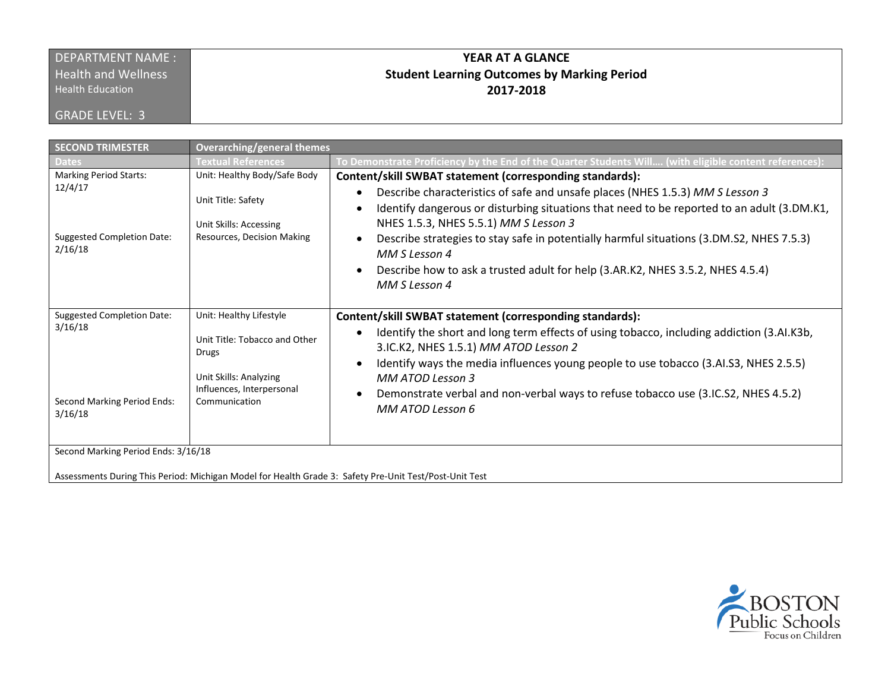| DEPARTMENT NAME : Health and Wellness<br>Health Education<br><br>GRADE LEVEL: 3 | **YEAR AT A GLANCE**<br>**Student Learning Outcomes by Marking Period**<br>**2017-2018** |
|---|---|

| SECOND TRIMESTER | Overarching/general themes | |
|---|---|---|
| **Dates** | **Textual References** | **To Demonstrate Proficiency by the End of the Quarter Students Will…. (with eligible content references):** |
| Marking Period Starts: 12/4/17<br><br>Suggested Completion Date: 2/16/18 | Unit: Healthy Body/Safe Body<br><br>Unit Title: Safety<br><br>Unit Skills: Accessing Resources, Decision Making | **Content/skill SWBAT statement (corresponding standards):**<br>• Describe characteristics of safe and unsafe places (NHES 1.5.3) *MM S Lesson 3*<br>• Identify dangerous or disturbing situations that need to be reported to an adult (3.DM.K1, NHES 1.5.3, NHES 5.5.1) *MM S Lesson 3*<br>• Describe strategies to stay safe in potentially harmful situations (3.DM.S2, NHES 7.5.3) *MM S Lesson 4*<br>• Describe how to ask a trusted adult for help (3.AR.K2, NHES 3.5.2, NHES 4.5.4) *MM S Lesson 4* |
| Suggested Completion Date: 3/16/18<br><br>Second Marking Period Ends: 3/16/18 | Unit: Healthy Lifestyle<br><br>Unit Title: Tobacco and Other Drugs<br><br>Unit Skills: Analyzing Influences, Interpersonal Communication | **Content/skill SWBAT statement (corresponding standards):**<br>• Identify the short and long term effects of using tobacco, including addiction (3.AI.K3b, 3.IC.K2, NHES 1.5.1) *MM ATOD Lesson 2*<br>• Identify ways the media influences young people to use tobacco (3.AI.S3, NHES 2.5.5) *MM ATOD Lesson 3*<br>• Demonstrate verbal and non-verbal ways to refuse tobacco use (3.IC.S2, NHES 4.5.2) *MM ATOD Lesson 6* |
| Second Marking Period Ends: 3/16/18<br><br>Assessments During This Period: Michigan Model for Health Grade 3: Safety Pre-Unit Test/Post-Unit Test | | |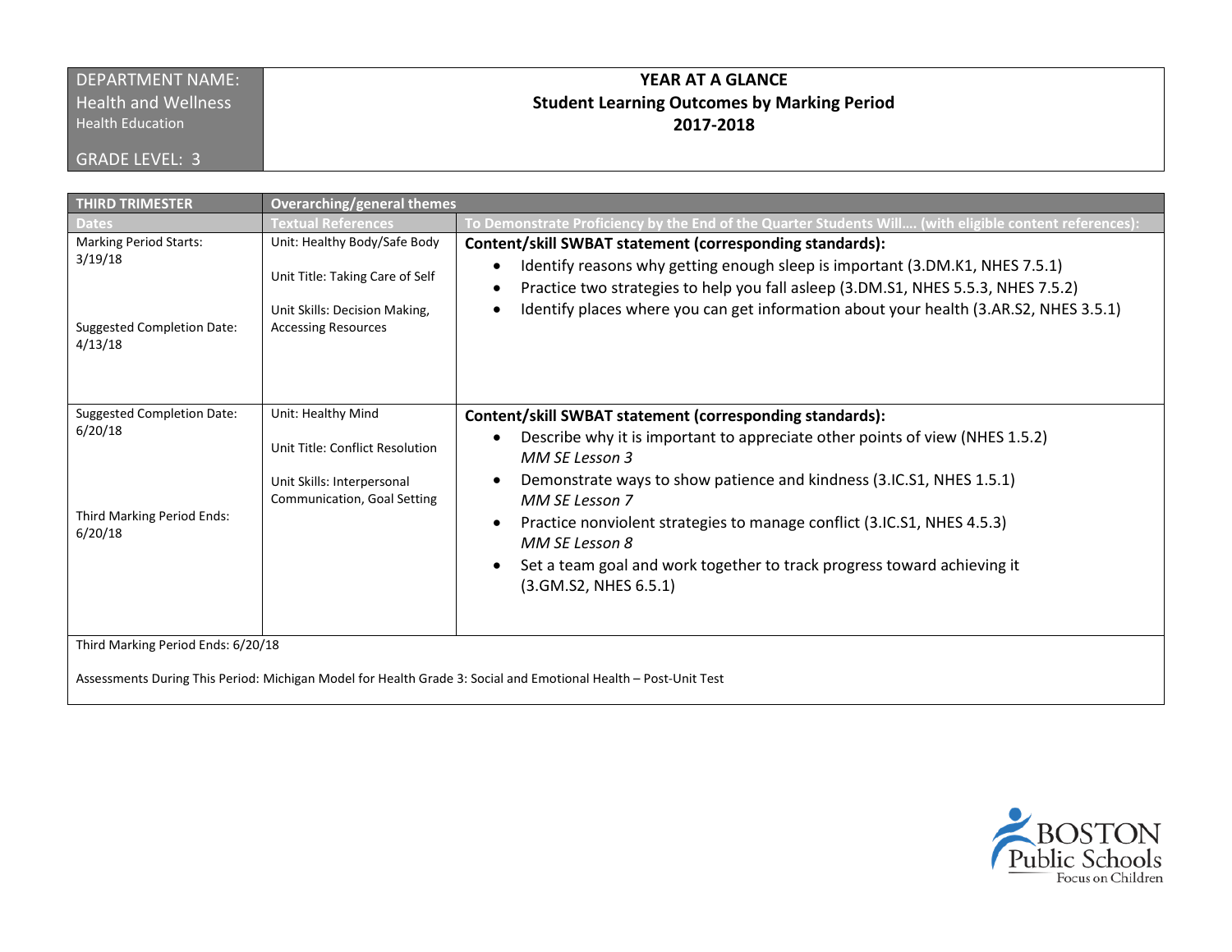| DEPARTMENT NAME: Health and Wellness<br>Health Education<br><br>GRADE LEVEL: 3 | **YEAR AT A GLANCE**<br>**Student Learning Outcomes by Marking Period**<br>**2017-2018** |
|---|---|

| **THIRD TRIMESTER** | **Overarching/general themes** | |
|---|---|---|
| **Dates** | **Textual References** | **To Demonstrate Proficiency by the End of the Quarter Students Will…. (with eligible content references):** |
| Marking Period Starts: 3/19/18<br><br>Suggested Completion Date: 4/13/18 | Unit: Healthy Body/Safe Body<br><br>Unit Title: Taking Care of Self<br><br>Unit Skills: Decision Making, Accessing Resources | **Content/skill SWBAT statement (corresponding standards):**<br>• Identify reasons why getting enough sleep is important (3.DM.K1, NHES 7.5.1)<br>• Practice two strategies to help you fall asleep (3.DM.S1, NHES 5.5.3, NHES 7.5.2)<br>• Identify places where you can get information about your health (3.AR.S2, NHES 3.5.1) |
| Suggested Completion Date: 6/20/18<br><br>Third Marking Period Ends: 6/20/18 | Unit: Healthy Mind<br><br>Unit Title: Conflict Resolution<br><br>Unit Skills: Interpersonal Communication, Goal Setting | **Content/skill SWBAT statement (corresponding standards):**<br>• Describe why it is important to appreciate other points of view (NHES 1.5.2) *MM SE Lesson 3*<br>• Demonstrate ways to show patience and kindness (3.IC.S1, NHES 1.5.1) *MM SE Lesson 7*<br>• Practice nonviolent strategies to manage conflict (3.IC.S1, NHES 4.5.3) *MM SE Lesson 8*<br>• Set a team goal and work together to track progress toward achieving it (3.GM.S2, NHES 6.5.1) |
| Third Marking Period Ends: 6/20/18<br><br>Assessments During This Period: Michigan Model for Health Grade 3: Social and Emotional Health – Post-Unit Test | | |

BOSTON Public Schools
Focus on Children